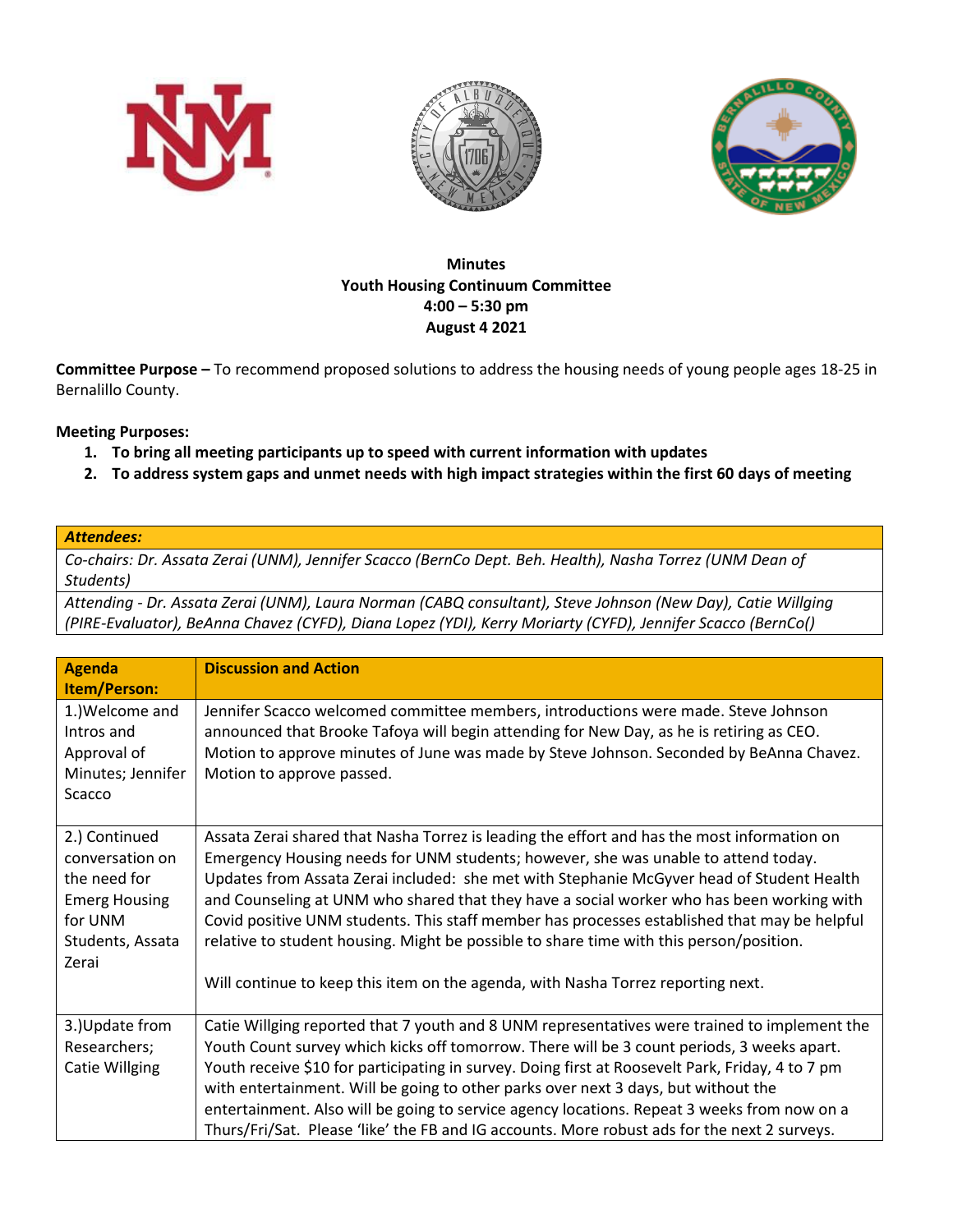**Minutes**
**Youth Housing Continuum Committee**
**4:00 – 5:30 pm**
**August 4 2021**

**Committee Purpose –** To recommend proposed solutions to address the housing needs of young people ages 18-25 in Bernalillo County.

**Meeting Purposes:**

1. **To bring all meeting participants up to speed with current information with updates**
2. **To address system gaps and unmet needs with high impact strategies within the first 60 days of meeting**

| ***Attendees:*** |
|---|
| *Co-chairs: Dr. Assata Zerai (UNM), Jennifer Scacco (BernCo Dept. Beh. Health), Nasha Torrez (UNM Dean of Students)* |
| *Attending - Dr. Assata Zerai (UNM), Laura Norman (CABQ consultant), Steve Johnson (New Day), Catie Willging (PIRE-Evaluator), BeAnna Chavez (CYFD), Diana Lopez (YDI), Kerry Moriarty (CYFD), Jennifer Scacco (BernCo()* |

| **Agenda Item/Person:** | **Discussion and Action** |
|---|---|
| 1.)Welcome and Intros and Approval of Minutes; Jennifer Scacco | Jennifer Scacco welcomed committee members, introductions were made. Steve Johnson announced that Brooke Tafoya will begin attending for New Day, as he is retiring as CEO. Motion to approve minutes of June was made by Steve Johnson. Seconded by BeAnna Chavez. Motion to approve passed. |
| 2.) Continued conversation on the need for Emerg Housing for UNM Students, Assata Zerai | Assata Zerai shared that Nasha Torrez is leading the effort and has the most information on Emergency Housing needs for UNM students; however, she was unable to attend today. Updates from Assata Zerai included: she met with Stephanie McGyver head of Student Health and Counseling at UNM who shared that they have a social worker who has been working with Covid positive UNM students. This staff member has processes established that may be helpful relative to student housing. Might be possible to share time with this person/position.<br><br>Will continue to keep this item on the agenda, with Nasha Torrez reporting next. |
| 3.)Update from Researchers; Catie Willging | Catie Willging reported that 7 youth and 8 UNM representatives were trained to implement the Youth Count survey which kicks off tomorrow. There will be 3 count periods, 3 weeks apart. Youth receive $10 for participating in survey. Doing first at Roosevelt Park, Friday, 4 to 7 pm with entertainment. Will be going to other parks over next 3 days, but without the entertainment. Also will be going to service agency locations. Repeat 3 weeks from now on a Thurs/Fri/Sat. Please 'like' the FB and IG accounts. More robust ads for the next 2 surveys. |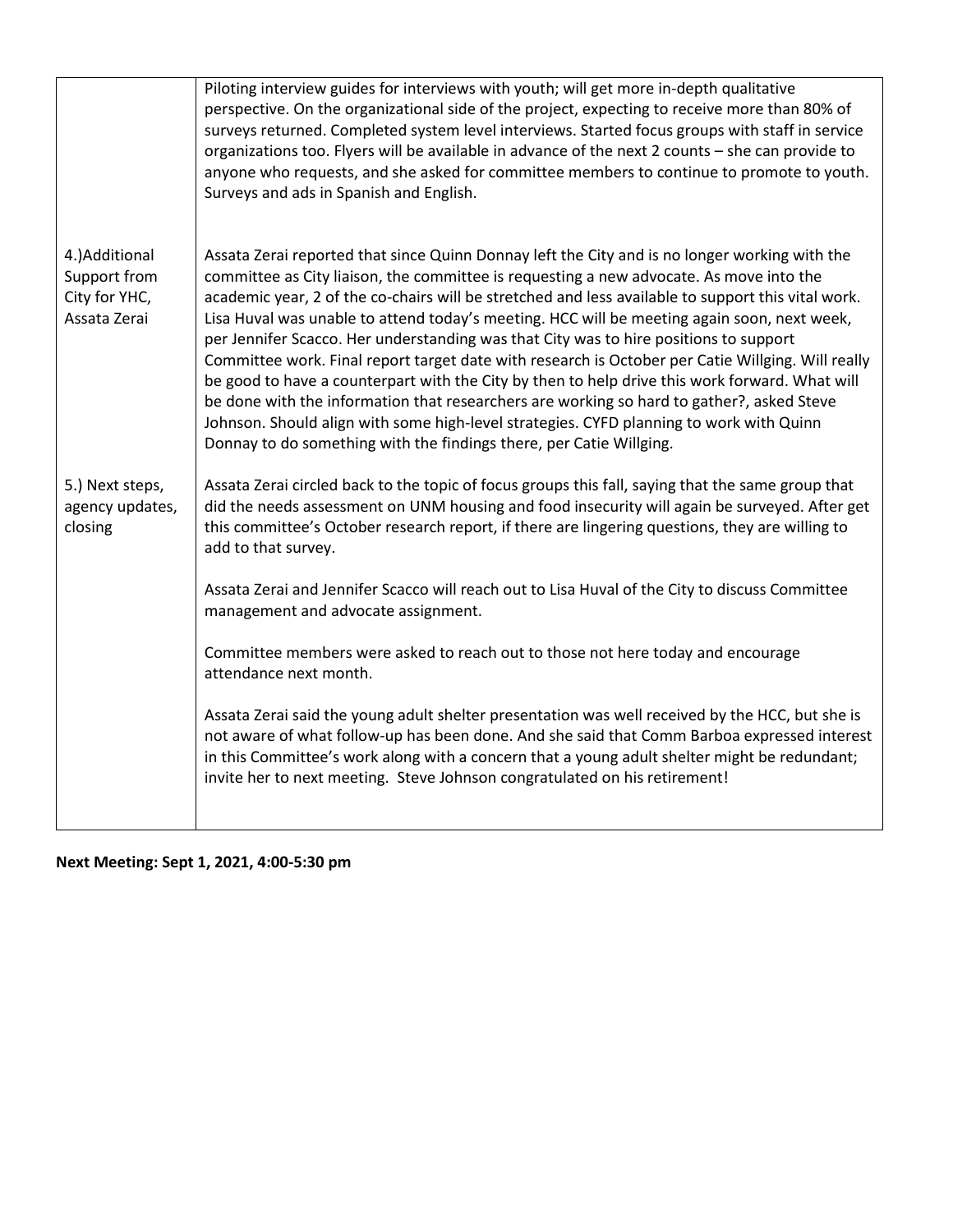| | |
|---|---|
| | Piloting interview guides for interviews with youth; will get more in-depth qualitative perspective. On the organizational side of the project, expecting to receive more than 80% of surveys returned. Completed system level interviews. Started focus groups with staff in service organizations too. Flyers will be available in advance of the next 2 counts – she can provide to anyone who requests, and she asked for committee members to continue to promote to youth. Surveys and ads in Spanish and English. |
| 4.)Additional Support from City for YHC, Assata Zerai | Assata Zerai reported that since Quinn Donnay left the City and is no longer working with the committee as City liaison, the committee is requesting a new advocate. As move into the academic year, 2 of the co-chairs will be stretched and less available to support this vital work. Lisa Huval was unable to attend today's meeting. HCC will be meeting again soon, next week, per Jennifer Scacco. Her understanding was that City was to hire positions to support Committee work. Final report target date with research is October per Catie Willging. Will really be good to have a counterpart with the City by then to help drive this work forward. What will be done with the information that researchers are working so hard to gather?, asked Steve Johnson. Should align with some high-level strategies. CYFD planning to work with Quinn Donnay to do something with the findings there, per Catie Willging. |
| 5.) Next steps, agency updates, closing | Assata Zerai circled back to the topic of focus groups this fall, saying that the same group that did the needs assessment on UNM housing and food insecurity will again be surveyed. After get this committee's October research report, if there are lingering questions, they are willing to add to that survey.<br><br>Assata Zerai and Jennifer Scacco will reach out to Lisa Huval of the City to discuss Committee management and advocate assignment.<br><br>Committee members were asked to reach out to those not here today and encourage attendance next month.<br><br>Assata Zerai said the young adult shelter presentation was well received by the HCC, but she is not aware of what follow-up has been done. And she said that Comm Barboa expressed interest in this Committee's work along with a concern that a young adult shelter might be redundant; invite her to next meeting. Steve Johnson congratulated on his retirement! |

**Next Meeting: Sept 1, 2021, 4:00-5:30 pm**